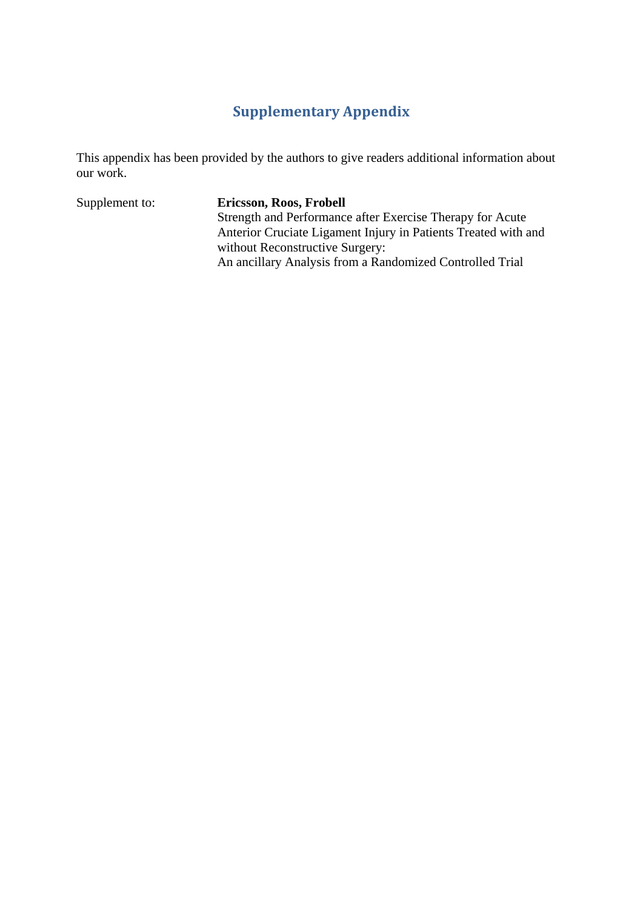# Supplementary Appendix

This appendix has been provided by the authors to give readers additional information about our work.

Supplement to: **Ericsson, Roos, Frobell**
Strength and Performance after Exercise Therapy for Acute Anterior Cruciate Ligament Injury in Patients Treated with and without Reconstructive Surgery:
An ancillary Analysis from a Randomized Controlled Trial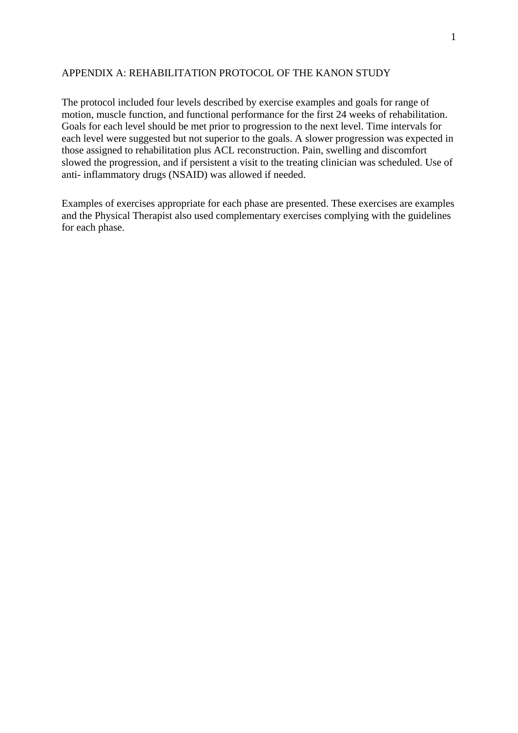## APPENDIX A: REHABILITATION PROTOCOL OF THE KANON STUDY

The protocol included four levels described by exercise examples and goals for range of motion, muscle function, and functional performance for the first 24 weeks of rehabilitation. Goals for each level should be met prior to progression to the next level. Time intervals for each level were suggested but not superior to the goals. A slower progression was expected in those assigned to rehabilitation plus ACL reconstruction. Pain, swelling and discomfort slowed the progression, and if persistent a visit to the treating clinician was scheduled. Use of anti- inflammatory drugs (NSAID) was allowed if needed.

Examples of exercises appropriate for each phase are presented. These exercises are examples and the Physical Therapist also used complementary exercises complying with the guidelines for each phase.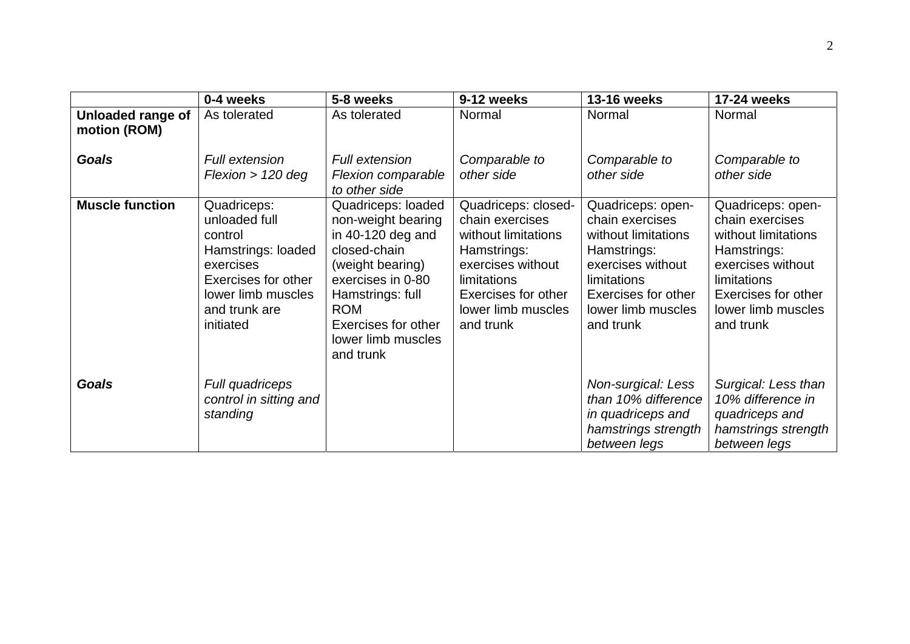| | 0-4 weeks | 5-8 weeks | 9-12 weeks | 13-16 weeks | 17-24 weeks |
|---|---|---|---|---|---|
| **Unloaded range of motion (ROM)** | As tolerated | As tolerated | Normal | Normal | Normal |
| ***Goals*** | *Full extension Flexion > 120 deg* | *Full extension Flexion comparable to other side* | *Comparable to other side* | *Comparable to other side* | *Comparable to other side* |
| **Muscle function** | Quadriceps: unloaded full control Hamstrings: loaded exercises Exercises for other lower limb muscles and trunk are initiated | Quadriceps: loaded non-weight bearing in 40-120 deg and closed-chain (weight bearing) exercises in 0-80 Hamstrings: full ROM Exercises for other lower limb muscles and trunk | Quadriceps: closed-chain exercises without limitations Hamstrings: exercises without limitations Exercises for other lower limb muscles and trunk | Quadriceps: open-chain exercises without limitations Hamstrings: exercises without limitations Exercises for other lower limb muscles and trunk | Quadriceps: open-chain exercises without limitations Hamstrings: exercises without limitations Exercises for other lower limb muscles and trunk |
| ***Goals*** | *Full quadriceps control in sitting and standing* | | | *Non-surgical: Less than 10% difference in quadriceps and hamstrings strength between legs* | *Surgical: Less than 10% difference in quadriceps and hamstrings strength between legs* |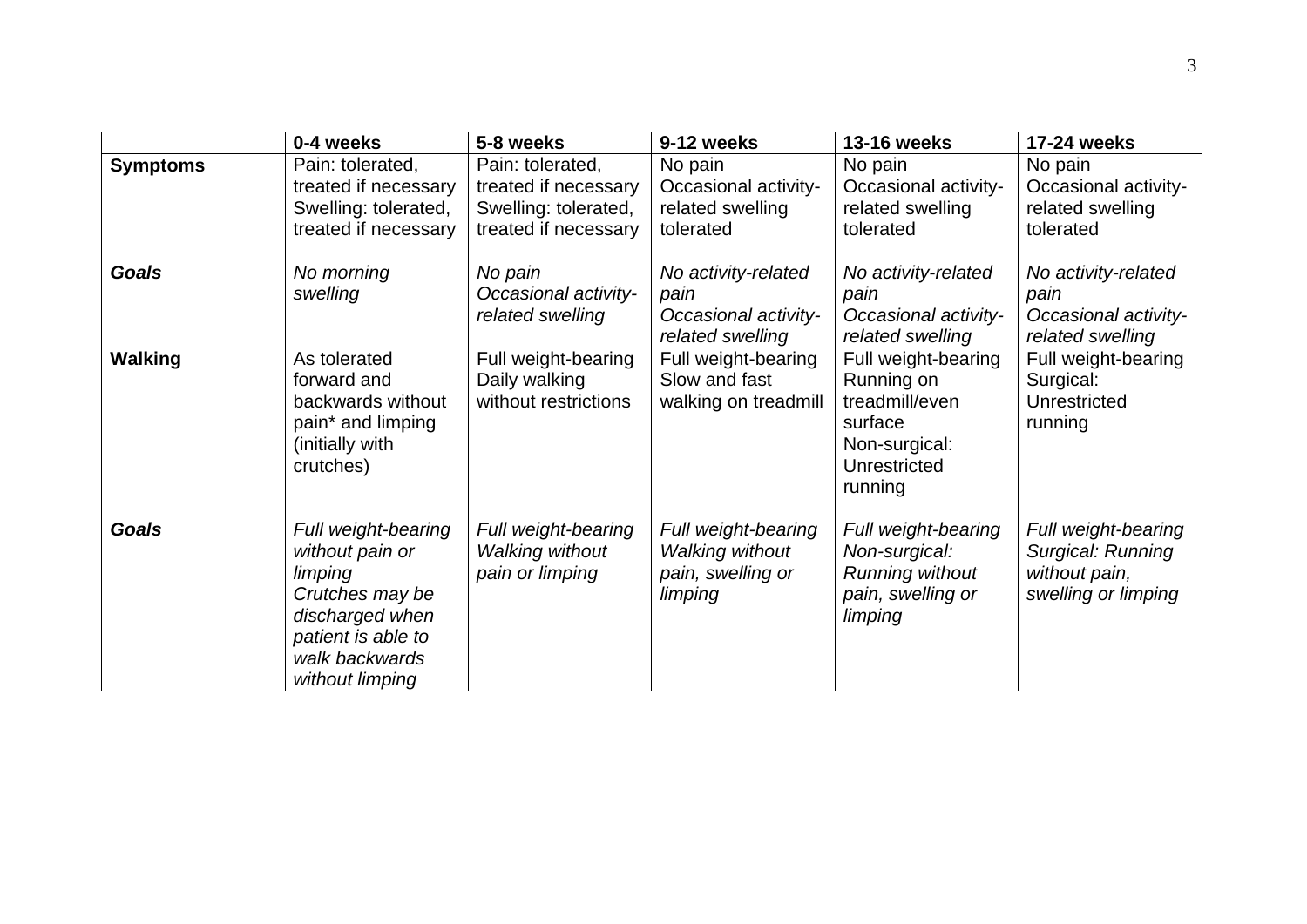| | 0-4 weeks | 5-8 weeks | 9-12 weeks | 13-16 weeks | 17-24 weeks |
|---|---|---|---|---|---|
| **Symptoms** | Pain: tolerated, treated if necessary<br>Swelling: tolerated, treated if necessary | Pain: tolerated, treated if necessary<br>Swelling: tolerated, treated if necessary | No pain<br>Occasional activity-related swelling tolerated | No pain<br>Occasional activity-related swelling tolerated | No pain<br>Occasional activity-related swelling tolerated |
| ***Goals*** | *No morning swelling* | *No pain*<br>*Occasional activity-related swelling* | *No activity-related pain*<br>*Occasional activity-related swelling* | *No activity-related pain*<br>*Occasional activity-related swelling* | *No activity-related pain*<br>*Occasional activity-related swelling* |
| **Walking** | As tolerated forward and backwards without pain* and limping (initially with crutches) | Full weight-bearing<br>Daily walking without restrictions | Full weight-bearing<br>Slow and fast walking on treadmill | Full weight-bearing<br>Running on treadmill/even surface<br>Non-surgical: Unrestricted running | Full weight-bearing<br>Surgical: Unrestricted running |
| ***Goals*** | *Full weight-bearing without pain or limping*<br>*Crutches may be discharged when patient is able to walk backwards without limping* | *Full weight-bearing*<br>*Walking without pain or limping* | *Full weight-bearing*<br>*Walking without pain, swelling or limping* | *Full weight-bearing*<br>*Non-surgical: Running without pain, swelling or limping* | *Full weight-bearing*<br>*Surgical: Running without pain, swelling or limping* |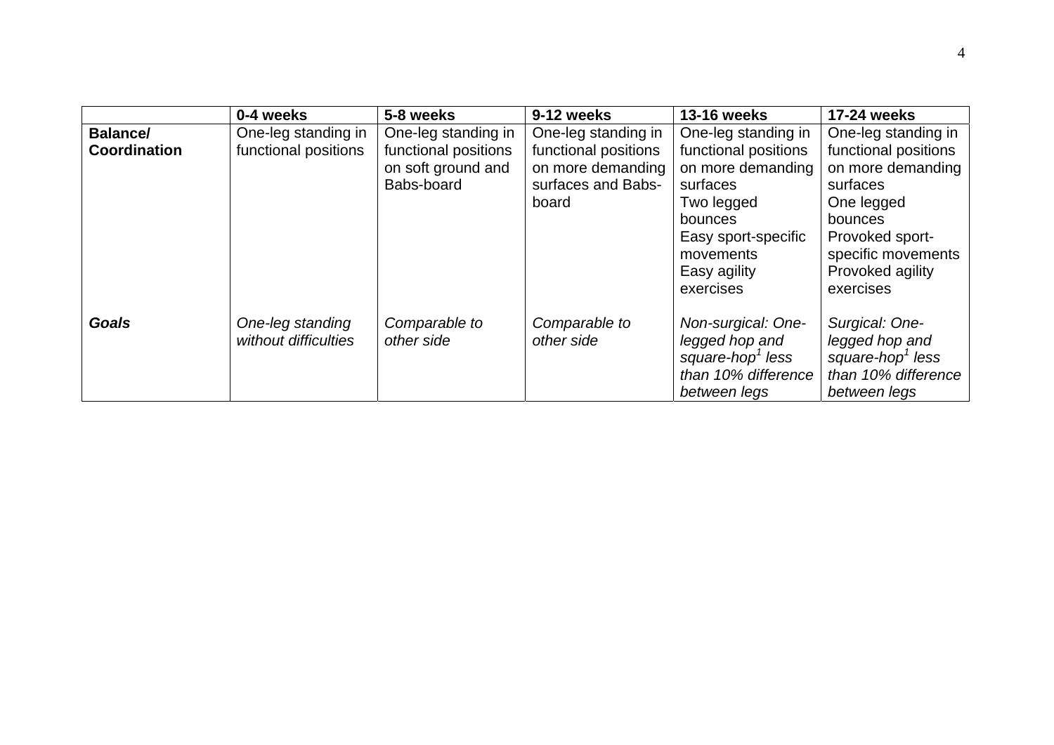| | 0-4 weeks | 5-8 weeks | 9-12 weeks | 13-16 weeks | 17-24 weeks |
|---|---|---|---|---|---|
| **Balance/ Coordination** | One-leg standing in functional positions | One-leg standing in functional positions on soft ground and Babs-board | One-leg standing in functional positions on more demanding surfaces and Babs-board | One-leg standing in functional positions on more demanding surfaces<br>Two legged bounces<br>Easy sport-specific movements<br>Easy agility exercises | One-leg standing in functional positions on more demanding surfaces<br>One legged bounces<br>Provoked sport-specific movements<br>Provoked agility exercises |
| ***Goals*** | *One-leg standing without difficulties* | *Comparable to other side* | *Comparable to other side* | *Non-surgical: One-legged hop and square-hop[1] less than 10% difference between legs* | *Surgical: One-legged hop and square-hop[1] less than 10% difference between legs* |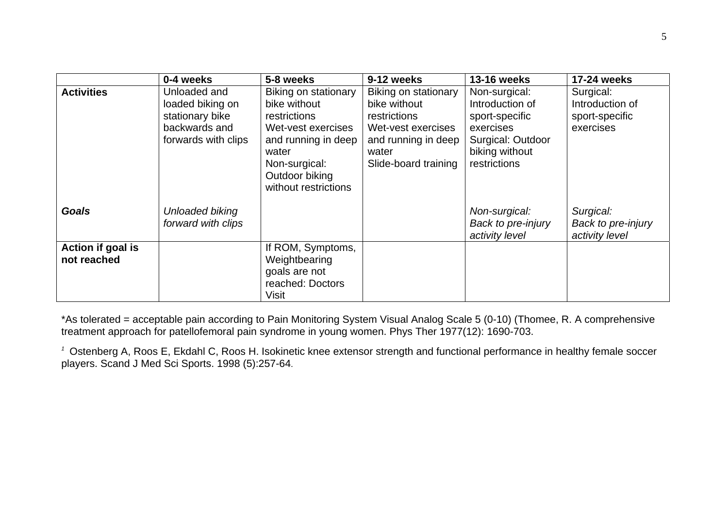| | 0-4 weeks | 5-8 weeks | 9-12 weeks | 13-16 weeks | 17-24 weeks |
|---|---|---|---|---|---|
| **Activities** | Unloaded and loaded biking on stationary bike backwards and forwards with clips | Biking on stationary bike without restrictions<br>Wet-vest exercises and running in deep water<br>Non-surgical: Outdoor biking without restrictions | Biking on stationary bike without restrictions<br>Wet-vest exercises and running in deep water<br>Slide-board training | Non-surgical: Introduction of sport-specific exercises<br>Surgical: Outdoor biking without restrictions | Surgical: Introduction of sport-specific exercises |
| ***Goals*** | *Unloaded biking forward with clips* | | | *Non-surgical: Back to pre-injury activity level* | *Surgical: Back to pre-injury activity level* |
| **Action if goal is not reached** | | If ROM, Symptoms, Weightbearing goals are not reached: Doctors Visit | | | |

*As tolerated = acceptable pain according to Pain Monitoring System Visual Analog Scale 5 (0-10) (Thomee, R. A comprehensive treatment approach for patellofemoral pain syndrome in young women. Phys Ther 1977(12): 1690-703.

[1] Ostenberg A, Roos E, Ekdahl C, Roos H. Isokinetic knee extensor strength and functional performance in healthy female soccer players. Scand J Med Sci Sports. 1998 (5):257-64.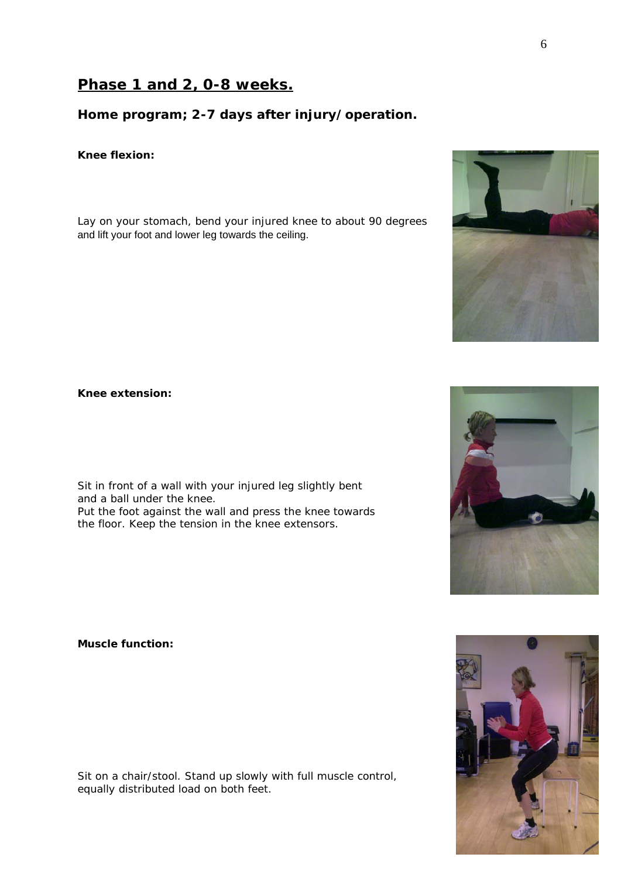## Phase 1 and 2, 0-8 weeks.

### Home program; 2-7 days after injury/operation.

**Knee flexion:**

Lay on your stomach, bend your injured knee to about 90 degrees and lift your foot and lower leg towards the ceiling.

**Knee extension:**

Sit in front of a wall with your injured leg slightly bent and a ball under the knee.
Put the foot against the wall and press the knee towards the floor. Keep the tension in the knee extensors.

**Muscle function:**

Sit on a chair/stool. Stand up slowly with full muscle control, equally distributed load on both feet.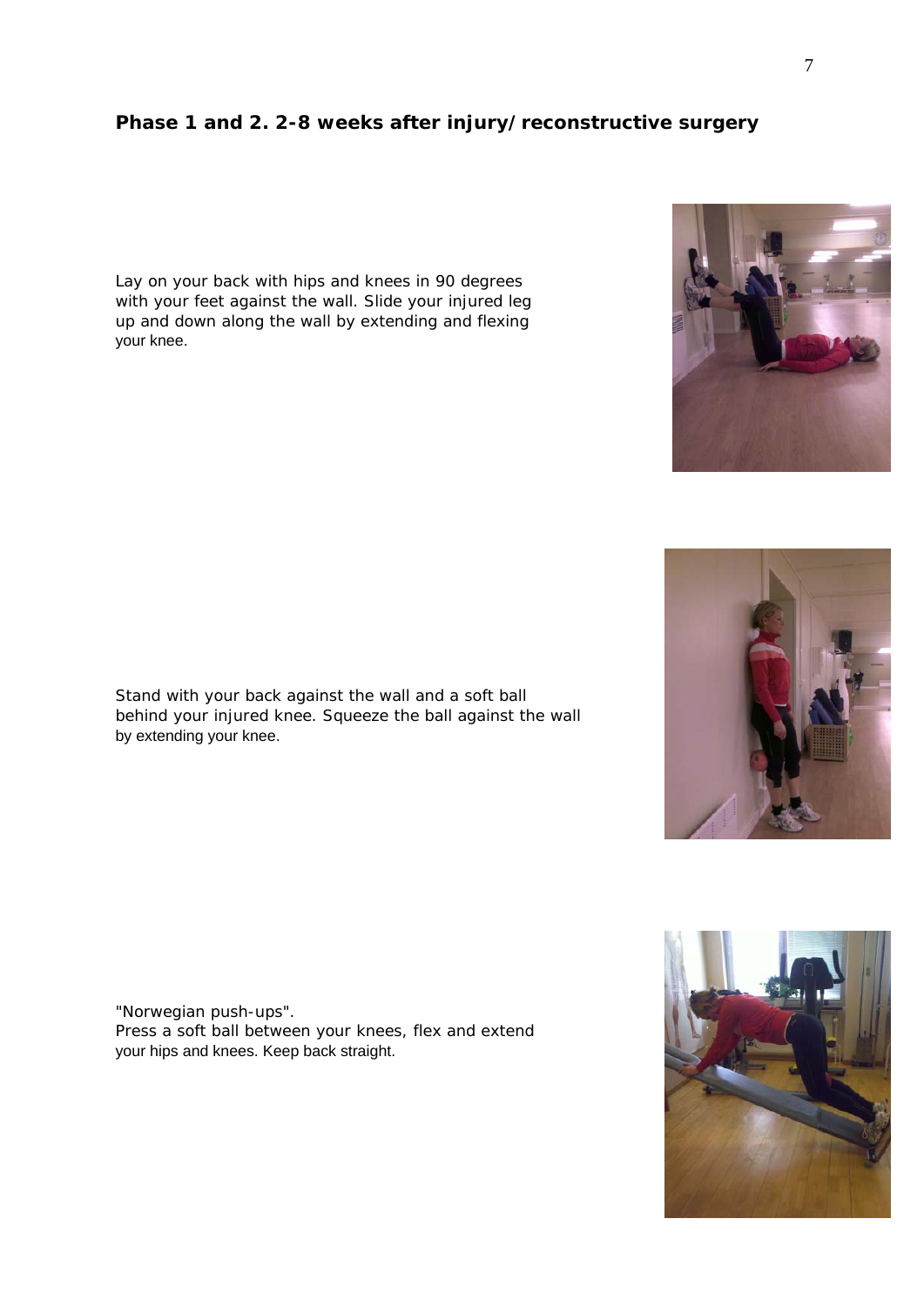## Phase 1 and 2. 2-8 weeks after injury/reconstructive surgery

Lay on your back with hips and knees in 90 degrees with your feet against the wall. Slide your injured leg up and down along the wall by extending and flexing your knee.

Stand with your back against the wall and a soft ball behind your injured knee. Squeeze the ball against the wall by extending your knee.

"Norwegian push-ups".
Press a soft ball between your knees, flex and extend your hips and knees. Keep back straight.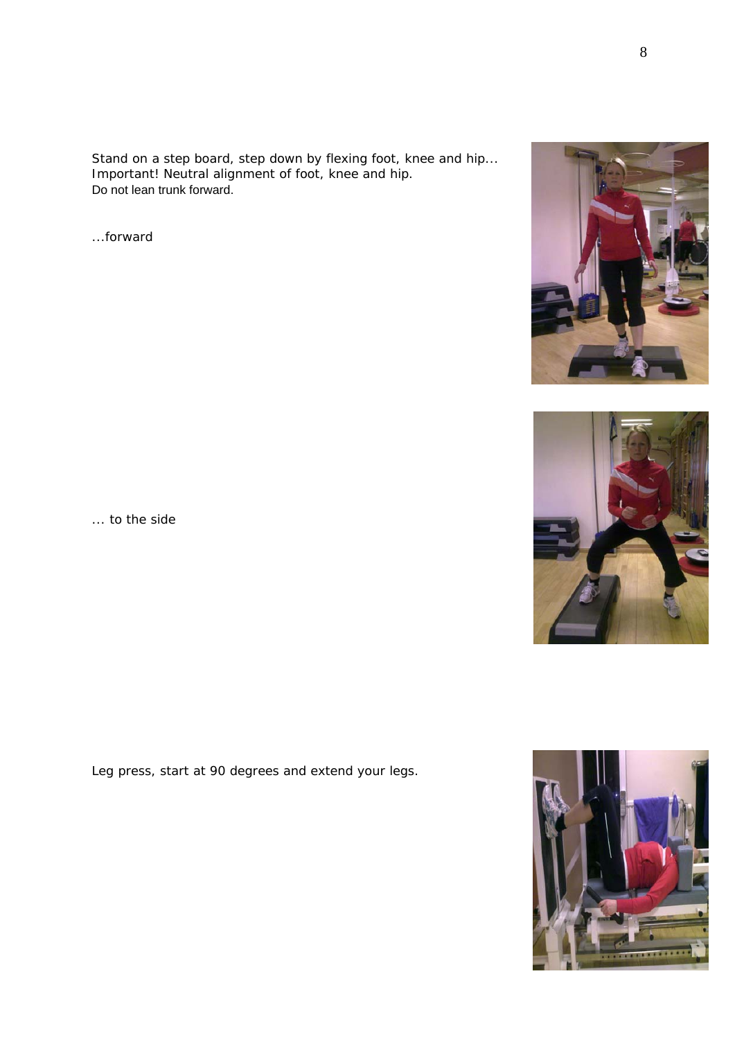Stand on a step board, step down by flexing foot, knee and hip...
Important! Neutral alignment of foot, knee and hip.
Do not lean trunk forward.

...forward

... to the side

Leg press, start at 90 degrees and extend your legs.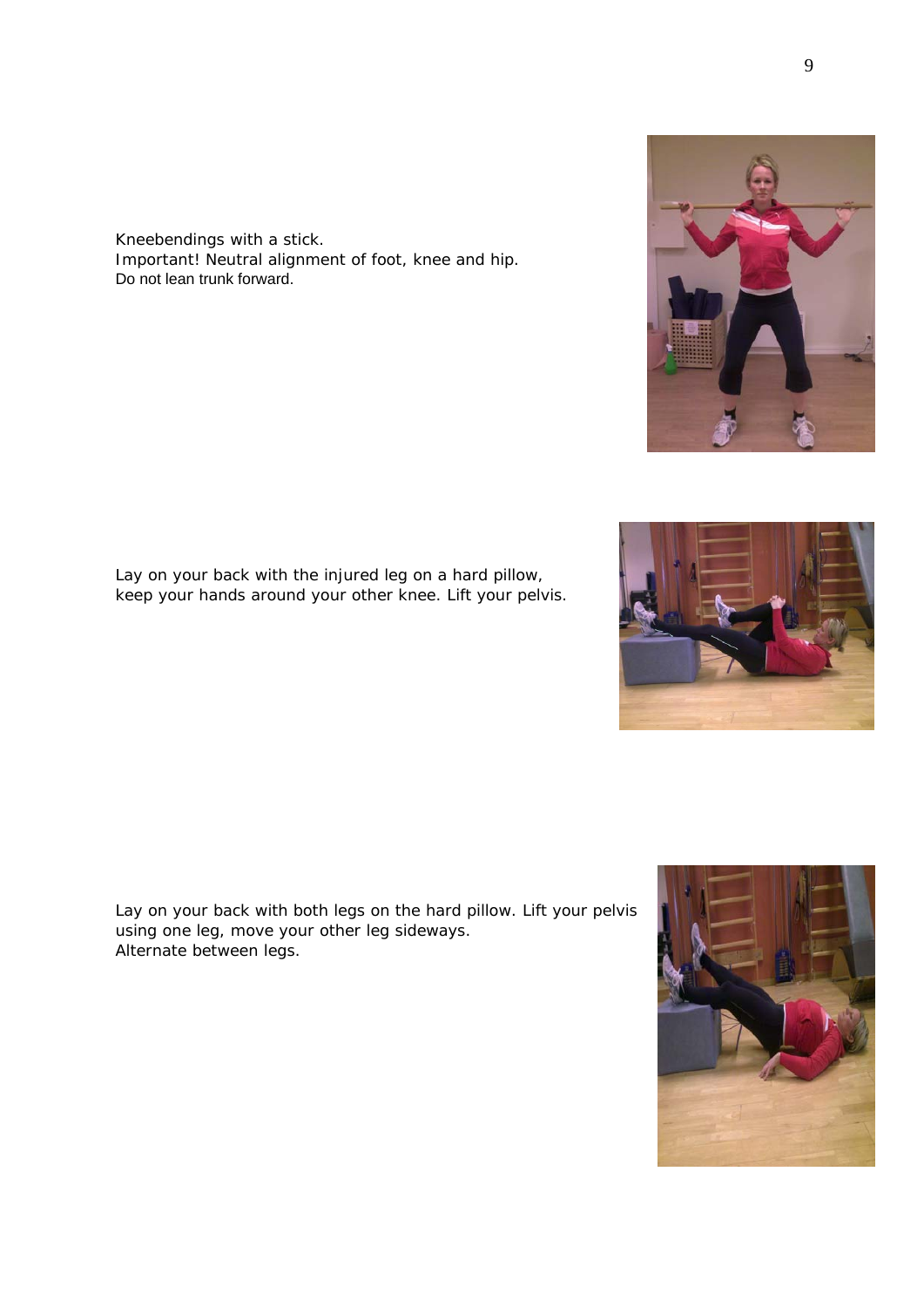Kneebendings with a stick.
Important! Neutral alignment of foot, knee and hip.
Do not lean trunk forward.

Lay on your back with the injured leg on a hard pillow,
keep your hands around your other knee. Lift your pelvis.

Lay on your back with both legs on the hard pillow. Lift your pelvis
using one leg, move your other leg sideways.
Alternate between legs.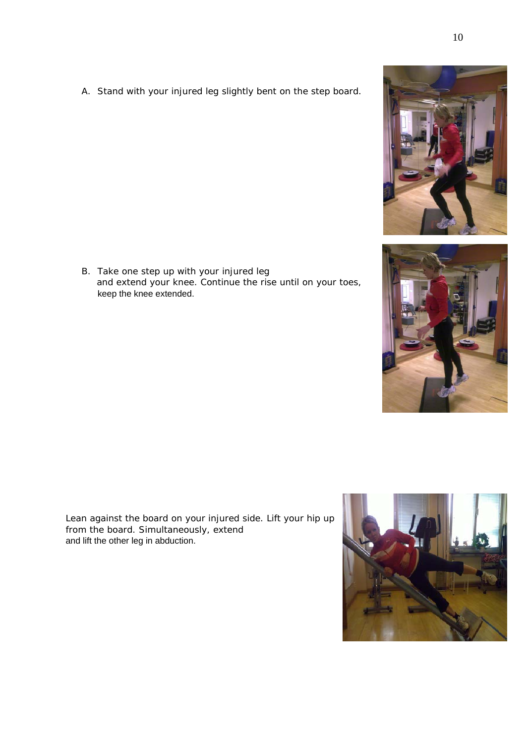A. Stand with your injured leg slightly bent on the step board.

B. Take one step up with your injured leg and extend your knee. Continue the rise until on your toes, keep the knee extended.

Lean against the board on your injured side. Lift your hip up from the board. Simultaneously, extend and lift the other leg in abduction.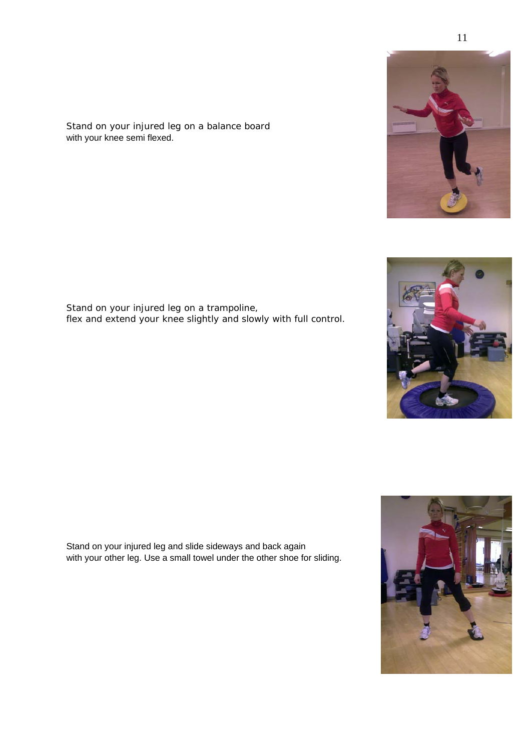Stand on your injured leg on a balance board
with your knee semi flexed.

Stand on your injured leg on a trampoline,
flex and extend your knee slightly and slowly with full control.

Stand on your injured leg and slide sideways and back again
with your other leg. Use a small towel under the other shoe for sliding.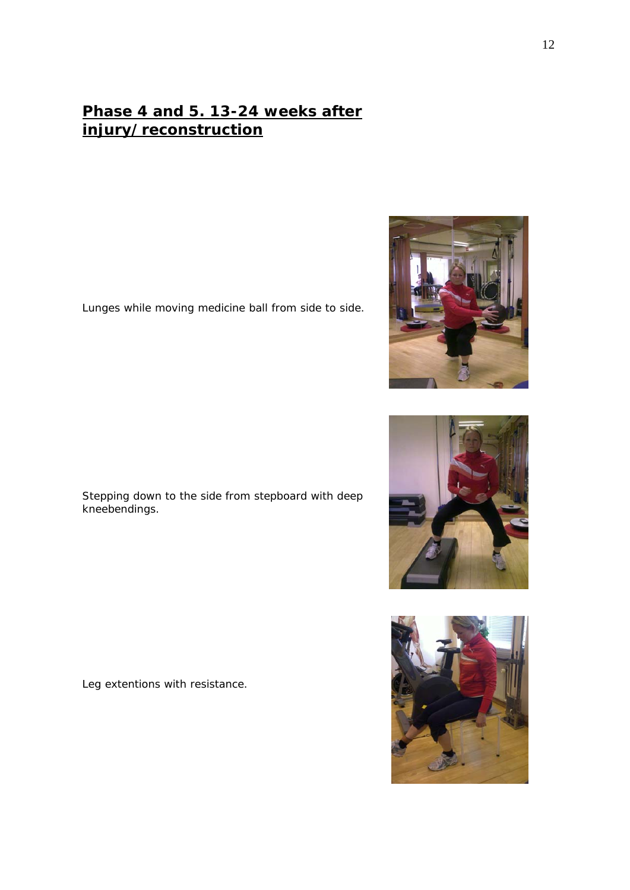## Phase 4 and 5. 13-24 weeks after injury/reconstruction

Lunges while moving medicine ball from side to side.

Stepping down to the side from stepboard with deep kneebendings.

Leg extentions with resistance.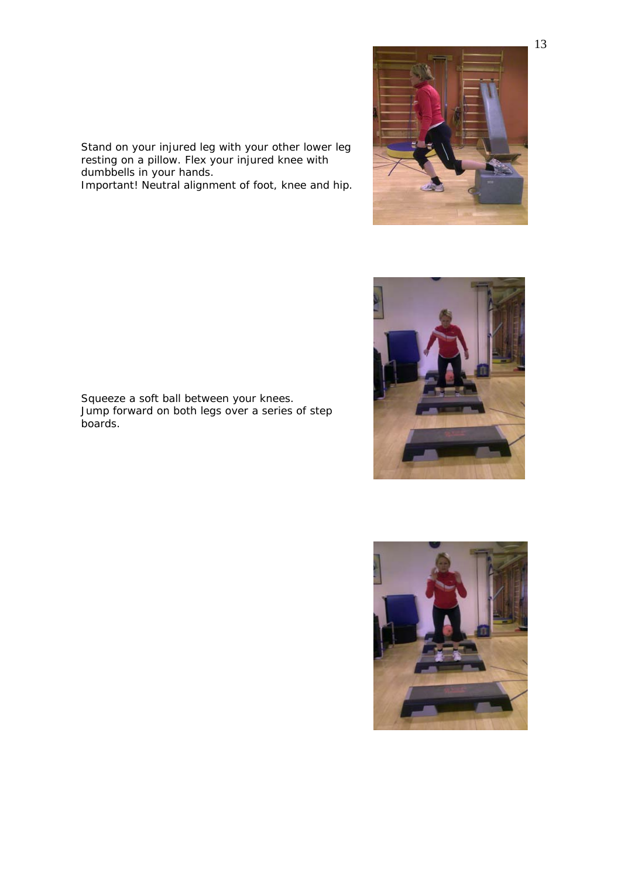Stand on your injured leg with your other lower leg resting on a pillow. Flex your injured knee with dumbbells in your hands.
Important! Neutral alignment of foot, knee and hip.

Squeeze a soft ball between your knees.
Jump forward on both legs over a series of step boards.